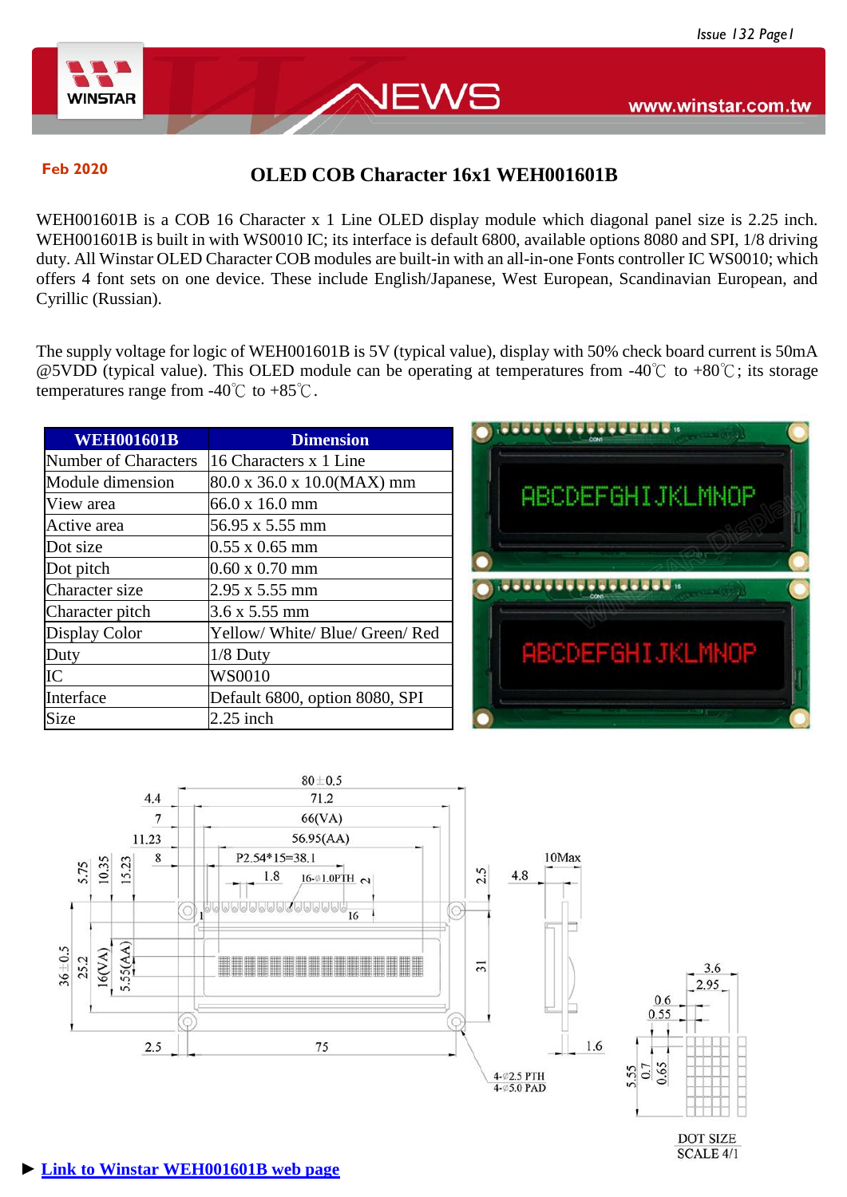Feb 2020

# OLED COB Character 16x1 WEH001601B

WEH001601B is a COB 16 Character x 1 Line OLED display module which diagonal panel size is 2.25 inch. WEH001601B is built in with WS0010 IC; its interface is default 6800, available options 8080 and SPI, 1/8 driving duty. All Winstar OLED Character COB modules are built-in with an all-in-one Fonts controller IC WS0010; which offers 4 font sets on one device. These include English/Japanese, West European, Scandinavian European, and Cyrillic (Russian).

The supply voltage for logic of WEH001601B is 5V (typical value), display with 50% check board current is 50mA @5VDD (typical value). This OLED module can be operating at temperatures from -40℃ to +80℃; its storage temperatures range from -40℃ to +85℃.

| WEH001601B | Dimension |
|---|---|
| Number of Characters | 16 Characters x 1 Line |
| Module dimension | 80.0 x 36.0 x 10.0(MAX) mm |
| View area | 66.0 x 16.0 mm |
| Active area | 56.95 x 5.55 mm |
| Dot size | 0.55 x 0.65 mm |
| Dot pitch | 0.60 x 0.70 mm |
| Character size | 2.95 x 5.55 mm |
| Character pitch | 3.6 x 5.55 mm |
| Display Color | Yellow/ White/ Blue/ Green/ Red |
| Duty | 1/8 Duty |
| IC | WS0010 |
| Interface | Default 6800, option 8080, SPI |
| Size | 2.25 inch |

► Link to Winstar WEH001601B web page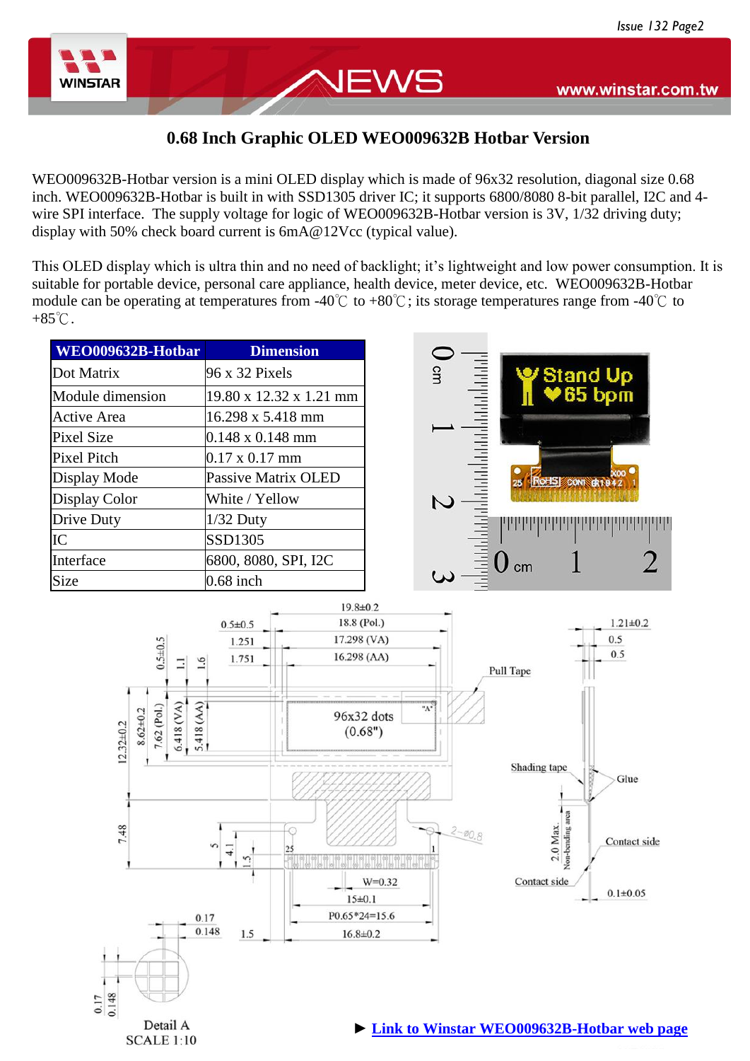# 0.68 Inch Graphic OLED WEO009632B Hotbar Version

WEO009632B-Hotbar version is a mini OLED display which is made of 96x32 resolution, diagonal size 0.68 inch. WEO009632B-Hotbar is built in with SSD1305 driver IC; it supports 6800/8080 8-bit parallel, I2C and 4-wire SPI interface. The supply voltage for logic of WEO009632B-Hotbar version is 3V, 1/32 driving duty; display with 50% check board current is 6mA@12Vcc (typical value).

This OLED display which is ultra thin and no need of backlight; it's lightweight and low power consumption. It is suitable for portable device, personal care appliance, health device, meter device, etc. WEO009632B-Hotbar module can be operating at temperatures from -40℃ to +80℃; its storage temperatures range from -40℃ to +85℃.

| WEO009632B-Hotbar | Dimension |
|---|---|
| Dot Matrix | 96 x 32 Pixels |
| Module dimension | 19.80 x 12.32 x 1.21 mm |
| Active Area | 16.298 x 5.418 mm |
| Pixel Size | 0.148 x 0.148 mm |
| Pixel Pitch | 0.17 x 0.17 mm |
| Display Mode | Passive Matrix OLED |
| Display Color | White / Yellow |
| Drive Duty | 1/32 Duty |
| IC | SSD1305 |
| Interface | 6800, 8080, SPI, I2C |
| Size | 0.68 inch |

► [Link to Winstar WEO009632B-Hotbar web page]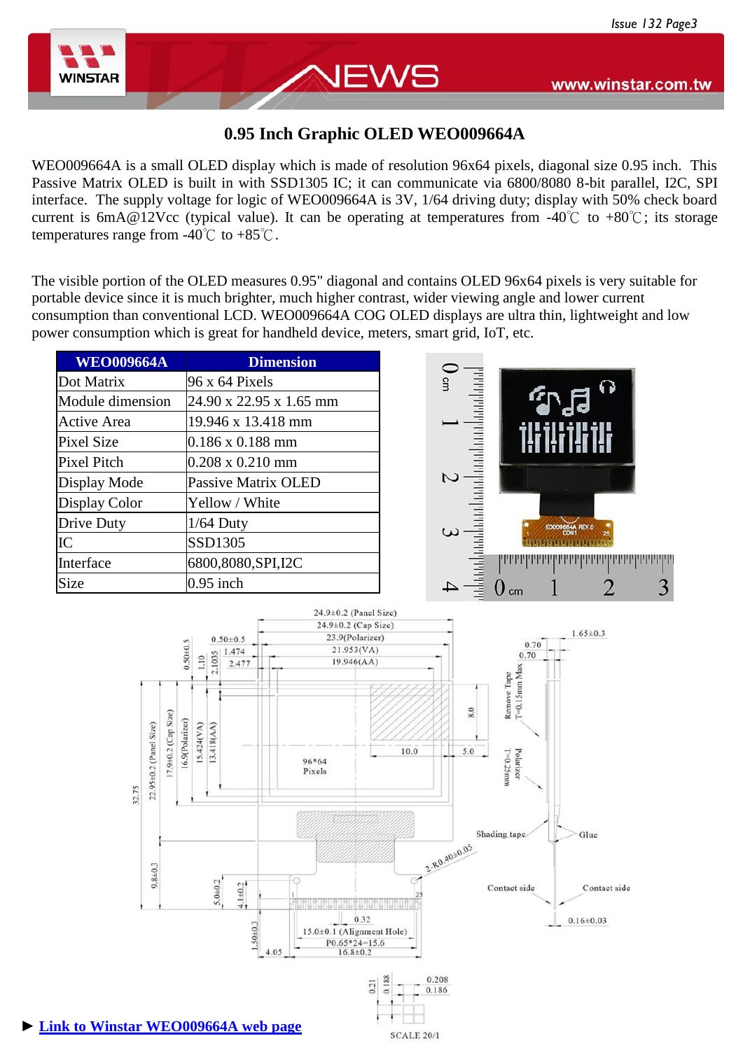# 0.95 Inch Graphic OLED WEO009664A

WEO009664A is a small OLED display which is made of resolution 96x64 pixels, diagonal size 0.95 inch. This Passive Matrix OLED is built in with SSD1305 IC; it can communicate via 6800/8080 8-bit parallel, I2C, SPI interface. The supply voltage for logic of WEO009664A is 3V, 1/64 driving duty; display with 50% check board current is 6mA@12Vcc (typical value). It can be operating at temperatures from -40℃ to +80℃; its storage temperatures range from -40℃ to +85℃.

The visible portion of the OLED measures 0.95" diagonal and contains OLED 96x64 pixels is very suitable for portable device since it is much brighter, much higher contrast, wider viewing angle and lower current consumption than conventional LCD. WEO009664A COG OLED displays are ultra thin, lightweight and low power consumption which is great for handheld device, meters, smart grid, IoT, etc.

| WEO009664A | Dimension |
|---|---|
| Dot Matrix | 96 x 64 Pixels |
| Module dimension | 24.90 x 22.95 x 1.65 mm |
| Active Area | 19.946 x 13.418 mm |
| Pixel Size | 0.186 x 0.188 mm |
| Pixel Pitch | 0.208 x 0.210 mm |
| Display Mode | Passive Matrix OLED |
| Display Color | Yellow / White |
| Drive Duty | 1/64 Duty |
| IC | SSD1305 |
| Interface | 6800,8080,SPI,I2C |
| Size | 0.95 inch |

► [Link to Winstar WEO009664A web page]